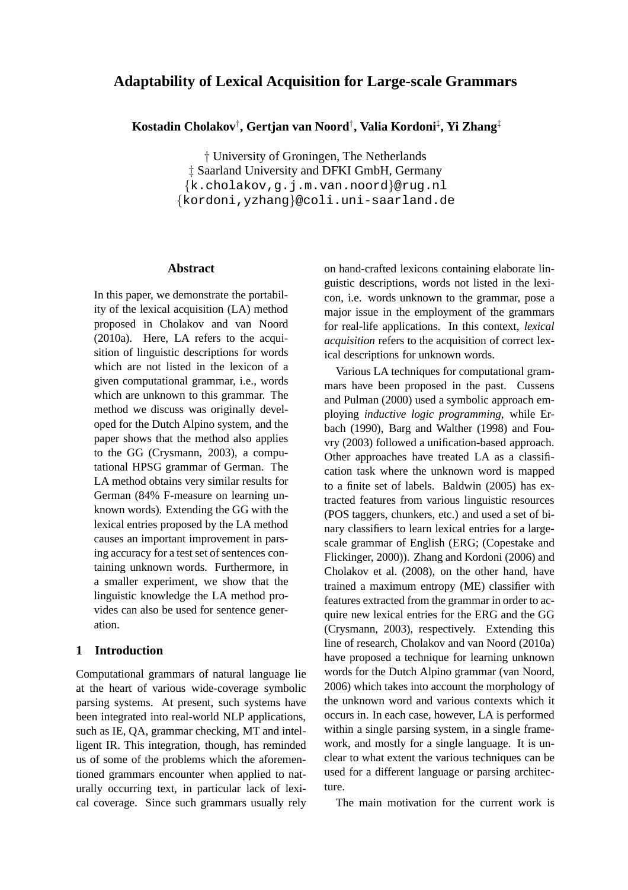# Adaptability of Lexical Acquisition for Large-scale Grammars

**Kostadin Cholakov[†], Gertjan van Noord[†], Valia Kordoni[‡], Yi Zhang[‡]**

† University of Groningen, The Netherlands
‡ Saarland University and DFKI GmbH, Germany
{k.cholakov,g.j.m.van.noord}@rug.nl
{kordoni,yzhang}@coli.uni-saarland.de

## Abstract

In this paper, we demonstrate the portability of the lexical acquisition (LA) method proposed in Cholakov and van Noord (2010a). Here, LA refers to the acquisition of linguistic descriptions for words which are not listed in the lexicon of a given computational grammar, i.e., words which are unknown to this grammar. The method we discuss was originally developed for the Dutch Alpino system, and the paper shows that the method also applies to the GG (Crysmann, 2003), a computational HPSG grammar of German. The LA method obtains very similar results for German (84% F-measure on learning unknown words). Extending the GG with the lexical entries proposed by the LA method causes an important improvement in parsing accuracy for a test set of sentences containing unknown words. Furthermore, in a smaller experiment, we show that the linguistic knowledge the LA method provides can also be used for sentence generation.

## 1 Introduction

Computational grammars of natural language lie at the heart of various wide-coverage symbolic parsing systems. At present, such systems have been integrated into real-world NLP applications, such as IE, QA, grammar checking, MT and intelligent IR. This integration, though, has reminded us of some of the problems which the aforementioned grammars encounter when applied to naturally occurring text, in particular lack of lexical coverage. Since such grammars usually rely on hand-crafted lexicons containing elaborate linguistic descriptions, words not listed in the lexicon, i.e. words unknown to the grammar, pose a major issue in the employment of the grammars for real-life applications. In this context, *lexical acquisition* refers to the acquisition of correct lexical descriptions for unknown words.

Various LA techniques for computational grammars have been proposed in the past. Cussens and Pulman (2000) used a symbolic approach employing *inductive logic programming*, while Erbach (1990), Barg and Walther (1998) and Fouvry (2003) followed a unification-based approach. Other approaches have treated LA as a classification task where the unknown word is mapped to a finite set of labels. Baldwin (2005) has extracted features from various linguistic resources (POS taggers, chunkers, etc.) and used a set of binary classifiers to learn lexical entries for a large-scale grammar of English (ERG; (Copestake and Flickinger, 2000)). Zhang and Kordoni (2006) and Cholakov et al. (2008), on the other hand, have trained a maximum entropy (ME) classifier with features extracted from the grammar in order to acquire new lexical entries for the ERG and the GG (Crysmann, 2003), respectively. Extending this line of research, Cholakov and van Noord (2010a) have proposed a technique for learning unknown words for the Dutch Alpino grammar (van Noord, 2006) which takes into account the morphology of the unknown word and various contexts which it occurs in. In each case, however, LA is performed within a single parsing system, in a single framework, and mostly for a single language. It is unclear to what extent the various techniques can be used for a different language or parsing architecture.

The main motivation for the current work is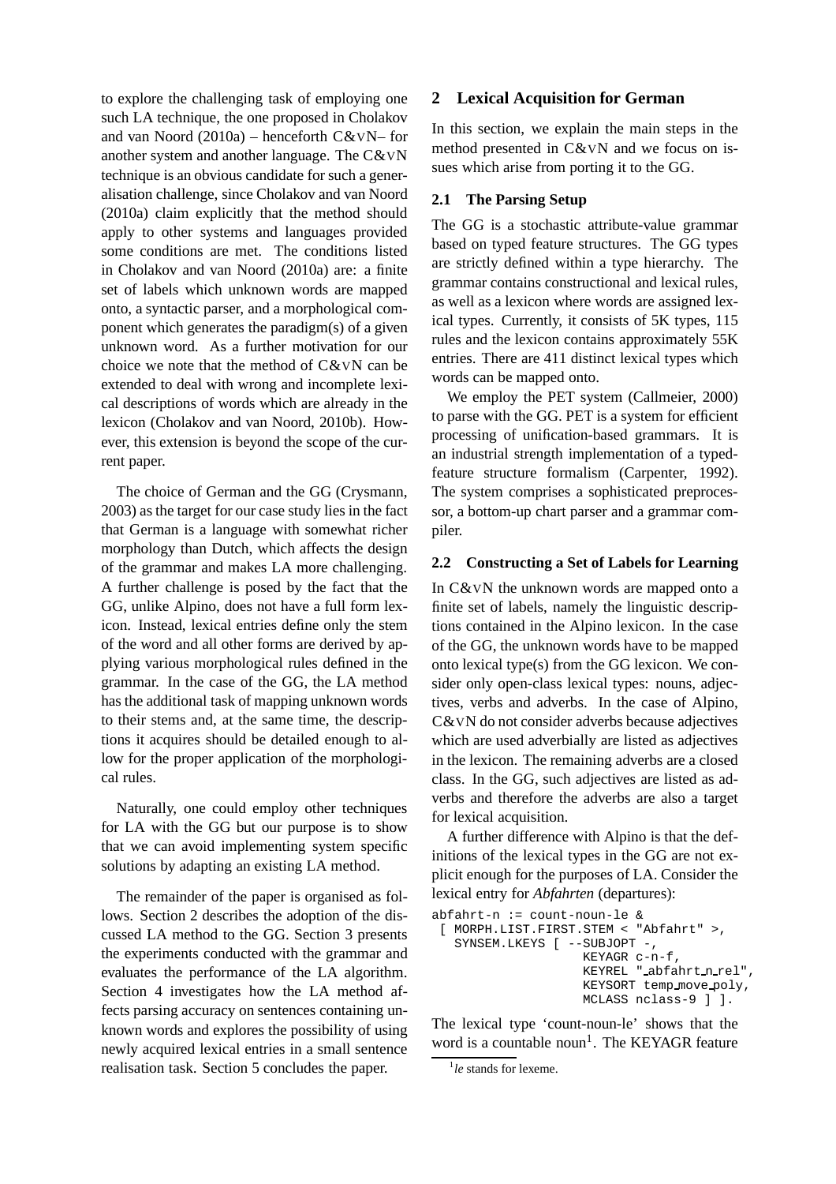to explore the challenging task of employing one such LA technique, the one proposed in Cholakov and van Noord (2010a) – henceforth C&vN– for another system and another language. The C&vN technique is an obvious candidate for such a generalisation challenge, since Cholakov and van Noord (2010a) claim explicitly that the method should apply to other systems and languages provided some conditions are met. The conditions listed in Cholakov and van Noord (2010a) are: a finite set of labels which unknown words are mapped onto, a syntactic parser, and a morphological component which generates the paradigm(s) of a given unknown word. As a further motivation for our choice we note that the method of C&vN can be extended to deal with wrong and incomplete lexical descriptions of words which are already in the lexicon (Cholakov and van Noord, 2010b). However, this extension is beyond the scope of the current paper.

The choice of German and the GG (Crysmann, 2003) as the target for our case study lies in the fact that German is a language with somewhat richer morphology than Dutch, which affects the design of the grammar and makes LA more challenging. A further challenge is posed by the fact that the GG, unlike Alpino, does not have a full form lexicon. Instead, lexical entries define only the stem of the word and all other forms are derived by applying various morphological rules defined in the grammar. In the case of the GG, the LA method has the additional task of mapping unknown words to their stems and, at the same time, the descriptions it acquires should be detailed enough to allow for the proper application of the morphological rules.

Naturally, one could employ other techniques for LA with the GG but our purpose is to show that we can avoid implementing system specific solutions by adapting an existing LA method.

The remainder of the paper is organised as follows. Section 2 describes the adoption of the discussed LA method to the GG. Section 3 presents the experiments conducted with the grammar and evaluates the performance of the LA algorithm. Section 4 investigates how the LA method affects parsing accuracy on sentences containing unknown words and explores the possibility of using newly acquired lexical entries in a small sentence realisation task. Section 5 concludes the paper.

## 2 Lexical Acquisition for German

In this section, we explain the main steps in the method presented in C&vN and we focus on issues which arise from porting it to the GG.

### 2.1 The Parsing Setup

The GG is a stochastic attribute-value grammar based on typed feature structures. The GG types are strictly defined within a type hierarchy. The grammar contains constructional and lexical rules, as well as a lexicon where words are assigned lexical types. Currently, it consists of 5K types, 115 rules and the lexicon contains approximately 55K entries. There are 411 distinct lexical types which words can be mapped onto.

We employ the PET system (Callmeier, 2000) to parse with the GG. PET is a system for efficient processing of unification-based grammars. It is an industrial strength implementation of a typed-feature structure formalism (Carpenter, 1992). The system comprises a sophisticated preprocessor, a bottom-up chart parser and a grammar compiler.

### 2.2 Constructing a Set of Labels for Learning

In C&vN the unknown words are mapped onto a finite set of labels, namely the linguistic descriptions contained in the Alpino lexicon. In the case of the GG, the unknown words have to be mapped onto lexical type(s) from the GG lexicon. We consider only open-class lexical types: nouns, adjectives, verbs and adverbs. In the case of Alpino, C&vN do not consider adverbs because adjectives which are used adverbially are listed as adjectives in the lexicon. The remaining adverbs are a closed class. In the GG, such adjectives are listed as adverbs and therefore the adverbs are also a target for lexical acquisition.

A further difference with Alpino is that the definitions of the lexical types in the GG are not explicit enough for the purposes of LA. Consider the lexical entry for *Abfahrten* (departures):

```
abfahrt-n := count-noun-le &
 [ MORPH.LIST.FIRST.STEM < "Abfahrt" >,
   SYNSEM.LKEYS [ --SUBJOPT -,
                  KEYAGR c-n-f,
                  KEYREL "_abfahrt_n_rel",
                  KEYSORT temp_move_poly,
                  MCLASS nclass-9 ] ].
```

The lexical type 'count-noun-le' shows that the word is a countable noun[1]. The KEYAGR feature

[1] *le* stands for lexeme.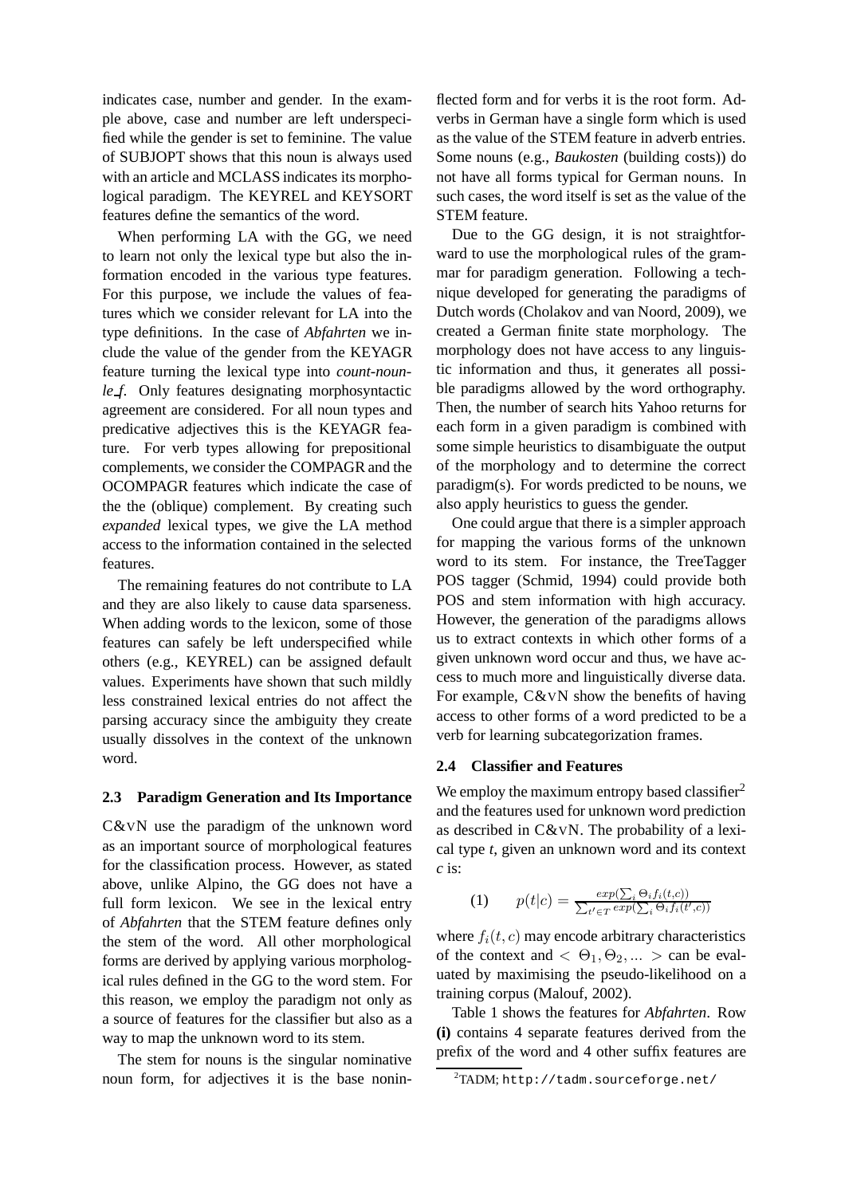indicates case, number and gender. In the example above, case and number are left underspecified while the gender is set to feminine. The value of SUBJOPT shows that this noun is always used with an article and MCLASS indicates its morphological paradigm. The KEYREL and KEYSORT features define the semantics of the word.

When performing LA with the GG, we need to learn not only the lexical type but also the information encoded in the various type features. For this purpose, we include the values of features which we consider relevant for LA into the type definitions. In the case of *Abfahrten* we include the value of the gender from the KEYAGR feature turning the lexical type into *count-noun-le_f*. Only features designating morphosyntactic agreement are considered. For all noun types and predicative adjectives this is the KEYAGR feature. For verb types allowing for prepositional complements, we consider the COMPAGR and the OCOMPAGR features which indicate the case of the the (oblique) complement. By creating such *expanded* lexical types, we give the LA method access to the information contained in the selected features.

The remaining features do not contribute to LA and they are also likely to cause data sparseness. When adding words to the lexicon, some of those features can safely be left underspecified while others (e.g., KEYREL) can be assigned default values. Experiments have shown that such mildly less constrained lexical entries do not affect the parsing accuracy since the ambiguity they create usually dissolves in the context of the unknown word.

### 2.3 Paradigm Generation and Its Importance

C&vN use the paradigm of the unknown word as an important source of morphological features for the classification process. However, as stated above, unlike Alpino, the GG does not have a full form lexicon. We see in the lexical entry of *Abfahrten* that the STEM feature defines only the stem of the word. All other morphological forms are derived by applying various morphological rules defined in the GG to the word stem. For this reason, we employ the paradigm not only as a source of features for the classifier but also as a way to map the unknown word to its stem.

The stem for nouns is the singular nominative noun form, for adjectives it is the base noninflected form and for verbs it is the root form. Adverbs in German have a single form which is used as the value of the STEM feature in adverb entries. Some nouns (e.g., *Baukosten* (building costs)) do not have all forms typical for German nouns. In such cases, the word itself is set as the value of the STEM feature.

Due to the GG design, it is not straightforward to use the morphological rules of the grammar for paradigm generation. Following a technique developed for generating the paradigms of Dutch words (Cholakov and van Noord, 2009), we created a German finite state morphology. The morphology does not have access to any linguistic information and thus, it generates all possible paradigms allowed by the word orthography. Then, the number of search hits Yahoo returns for each form in a given paradigm is combined with some simple heuristics to disambiguate the output of the morphology and to determine the correct paradigm(s). For words predicted to be nouns, we also apply heuristics to guess the gender.

One could argue that there is a simpler approach for mapping the various forms of the unknown word to its stem. For instance, the TreeTagger POS tagger (Schmid, 1994) could provide both POS and stem information with high accuracy. However, the generation of the paradigms allows us to extract contexts in which other forms of a given unknown word occur and thus, we have access to much more and linguistically diverse data. For example, C&vN show the benefits of having access to other forms of a word predicted to be a verb for learning subcategorization frames.

### 2.4 Classifier and Features

We employ the maximum entropy based classifier[2] and the features used for unknown word prediction as described in C&vN. The probability of a lexical type *t*, given an unknown word and its context *c* is:

$$(1) \qquad p(t|c) = \frac{exp(\sum_i \Theta_i f_i(t,c))}{\sum_{t' \in T} exp(\sum_i \Theta_i f_i(t',c))}$$

where $f_i(t, c)$ may encode arbitrary characteristics of the context and $< \Theta_1, \Theta_2, ... >$ can be evaluated by maximising the pseudo-likelihood on a training corpus (Malouf, 2002).

Table 1 shows the features for *Abfahrten*. Row **(i)** contains 4 separate features derived from the prefix of the word and 4 other suffix features are

[2] TADM; http://tadm.sourceforge.net/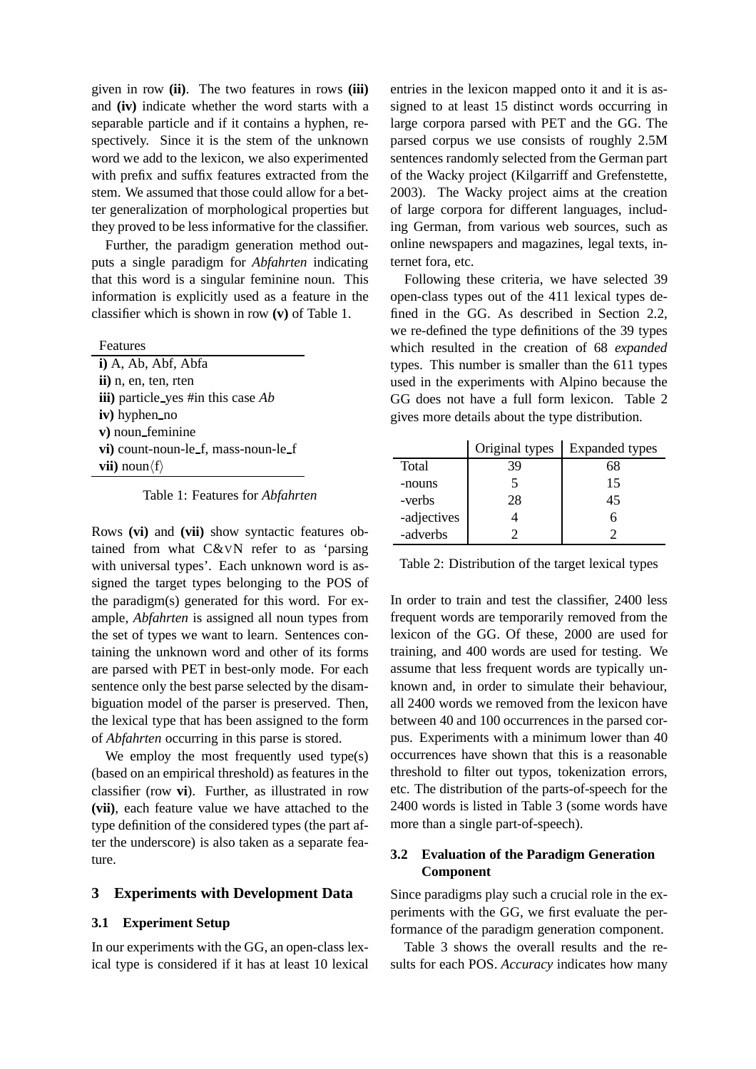given in row **(ii)**. The two features in rows **(iii)** and **(iv)** indicate whether the word starts with a separable particle and if it contains a hyphen, respectively. Since it is the stem of the unknown word we add to the lexicon, we also experimented with prefix and suffix features extracted from the stem. We assumed that those could allow for a better generalization of morphological properties but they proved to be less informative for the classifier.

Further, the paradigm generation method outputs a single paradigm for *Abfahrten* indicating that this word is a singular feminine noun. This information is explicitly used as a feature in the classifier which is shown in row **(v)** of Table 1.

| Features |
|---|
| **i)** A, Ab, Abf, Abfa |
| **ii)** n, en, ten, rten |
| **iii)** particle_yes #in this case *Ab* |
| **iv)** hyphen_no |
| **v)** noun_feminine |
| **vi)** count-noun-le_f, mass-noun-le_f |
| **vii)** noun⟨f⟩ |

Table 1: Features for *Abfahrten*

Rows **(vi)** and **(vii)** show syntactic features obtained from what C&VN refer to as 'parsing with universal types'. Each unknown word is assigned the target types belonging to the POS of the paradigm(s) generated for this word. For example, *Abfahrten* is assigned all noun types from the set of types we want to learn. Sentences containing the unknown word and other of its forms are parsed with PET in best-only mode. For each sentence only the best parse selected by the disambiguation model of the parser is preserved. Then, the lexical type that has been assigned to the form of *Abfahrten* occurring in this parse is stored.

We employ the most frequently used type(s) (based on an empirical threshold) as features in the classifier (row **vi**). Further, as illustrated in row **(vii)**, each feature value we have attached to the type definition of the considered types (the part after the underscore) is also taken as a separate feature.

## 3 Experiments with Development Data

### 3.1 Experiment Setup

In our experiments with the GG, an open-class lexical type is considered if it has at least 10 lexical entries in the lexicon mapped onto it and it is assigned to at least 15 distinct words occurring in large corpora parsed with PET and the GG. The parsed corpus we use consists of roughly 2.5M sentences randomly selected from the German part of the Wacky project (Kilgarriff and Grefenstette, 2003). The Wacky project aims at the creation of large corpora for different languages, including German, from various web sources, such as online newspapers and magazines, legal texts, internet fora, etc.

Following these criteria, we have selected 39 open-class types out of the 411 lexical types defined in the GG. As described in Section 2.2, we re-defined the type definitions of the 39 types which resulted in the creation of 68 *expanded* types. This number is smaller than the 611 types used in the experiments with Alpino because the GG does not have a full form lexicon. Table 2 gives more details about the type distribution.

| | Original types | Expanded types |
|---|---|---|
| Total | 39 | 68 |
| -nouns | 5 | 15 |
| -verbs | 28 | 45 |
| -adjectives | 4 | 6 |
| -adverbs | 2 | 2 |

Table 2: Distribution of the target lexical types

In order to train and test the classifier, 2400 less frequent words are temporarily removed from the lexicon of the GG. Of these, 2000 are used for training, and 400 words are used for testing. We assume that less frequent words are typically unknown and, in order to simulate their behaviour, all 2400 words we removed from the lexicon have between 40 and 100 occurrences in the parsed corpus. Experiments with a minimum lower than 40 occurrences have shown that this is a reasonable threshold to filter out typos, tokenization errors, etc. The distribution of the parts-of-speech for the 2400 words is listed in Table 3 (some words have more than a single part-of-speech).

### 3.2 Evaluation of the Paradigm Generation Component

Since paradigms play such a crucial role in the experiments with the GG, we first evaluate the performance of the paradigm generation component.

Table 3 shows the overall results and the results for each POS. *Accuracy* indicates how many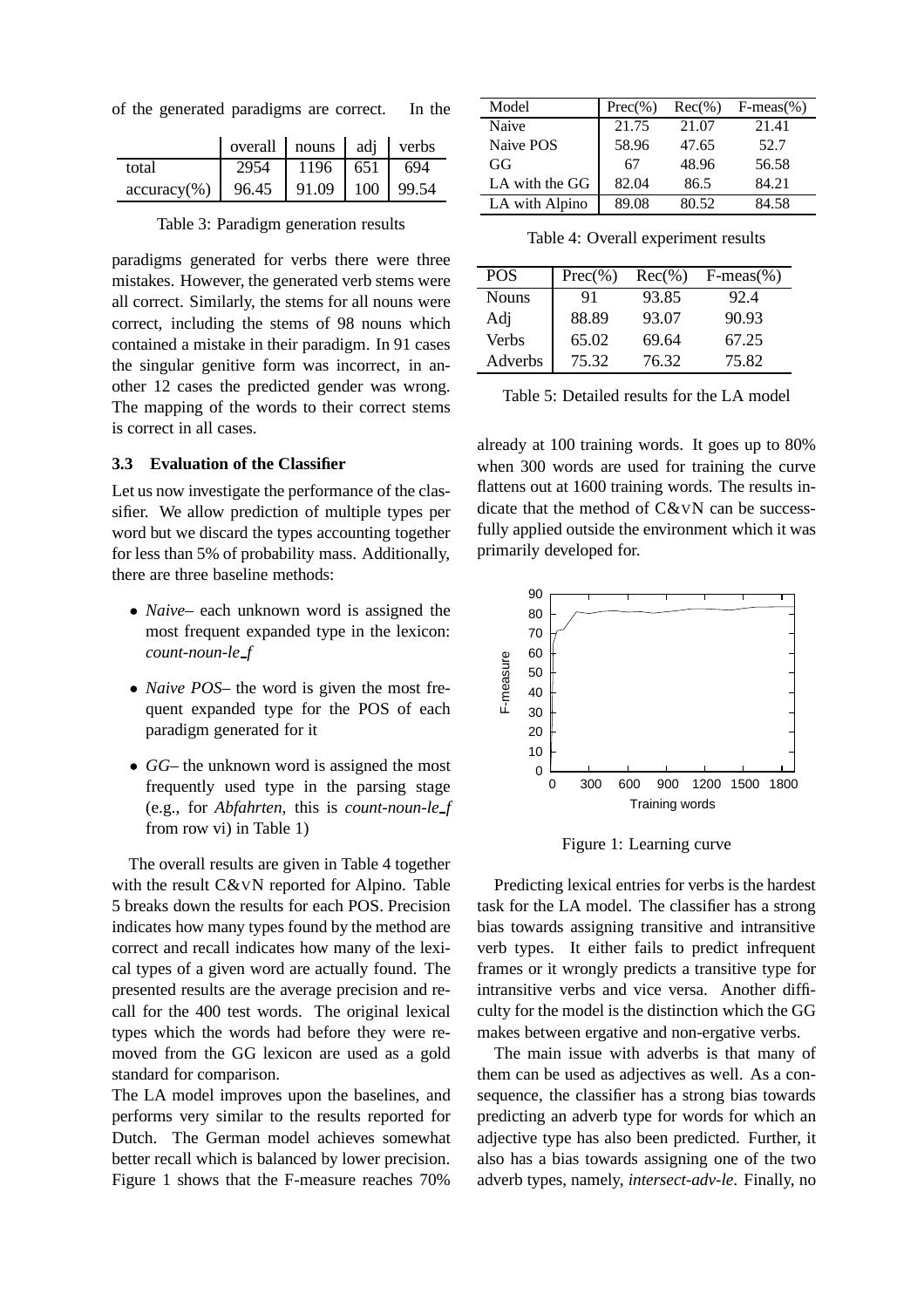of the generated paradigms are correct. In the paradigms generated for verbs there were three mistakes. However, the generated verb stems were all correct. Similarly, the stems for all nouns were correct, including the stems of 98 nouns which contained a mistake in their paradigm. In 91 cases the singular genitive form was incorrect, in another 12 cases the predicted gender was wrong. The mapping of the words to their correct stems is correct in all cases.

| | overall | nouns | adj | verbs |
|---|---|---|---|---|
| total | 2954 | 1196 | 651 | 694 |
| accuracy(%) | 96.45 | 91.09 | 100 | 99.54 |

Table 3: Paradigm generation results

### 3.3 Evaluation of the Classifier

Let us now investigate the performance of the classifier. We allow prediction of multiple types per word but we discard the types accounting together for less than 5% of probability mass. Additionally, there are three baseline methods:

- *Naive*– each unknown word is assigned the most frequent expanded type in the lexicon: *count-noun-le_f*
- *Naive POS*– the word is given the most frequent expanded type for the POS of each paradigm generated for it
- *GG*– the unknown word is assigned the most frequently used type in the parsing stage (e.g., for *Abfahrten*, this is *count-noun-le_f* from row vi) in Table 1)

The overall results are given in Table 4 together with the result C&VN reported for Alpino. Table 5 breaks down the results for each POS. Precision indicates how many types found by the method are correct and recall indicates how many of the lexical types of a given word are actually found. The presented results are the average precision and recall for the 400 test words. The original lexical types which the words had before they were removed from the GG lexicon are used as a gold standard for comparison.

The LA model improves upon the baselines, and performs very similar to the results reported for Dutch. The German model achieves somewhat better recall which is balanced by lower precision. Figure 1 shows that the F-measure reaches 70% already at 100 training words. It goes up to 80% when 300 words are used for training the curve flattens out at 1600 training words. The results indicate that the method of C&VN can be successfully applied outside the environment which it was primarily developed for.

| Model | Prec(%) | Rec(%) | F-meas(%) |
|---|---|---|---|
| Naive | 21.75 | 21.07 | 21.41 |
| Naive POS | 58.96 | 47.65 | 52.7 |
| GG | 67 | 48.96 | 56.58 |
| LA with the GG | 82.04 | 86.5 | 84.21 |
| LA with Alpino | 89.08 | 80.52 | 84.58 |

Table 4: Overall experiment results

| POS | Prec(%) | Rec(%) | F-meas(%) |
|---|---|---|---|
| Nouns | 91 | 93.85 | 92.4 |
| Adj | 88.89 | 93.07 | 90.93 |
| Verbs | 65.02 | 69.64 | 67.25 |
| Adverbs | 75.32 | 76.32 | 75.82 |

Table 5: Detailed results for the LA model

Figure 1: Learning curve

Predicting lexical entries for verbs is the hardest task for the LA model. The classifier has a strong bias towards assigning transitive and intransitive verb types. It either fails to predict infrequent frames or it wrongly predicts a transitive type for intransitive verbs and vice versa. Another difficulty for the model is the distinction which the GG makes between ergative and non-ergative verbs.

The main issue with adverbs is that many of them can be used as adjectives as well. As a consequence, the classifier has a strong bias towards predicting an adverb type for words for which an adjective type has also been predicted. Further, it also has a bias towards assigning one of the two adverb types, namely, *intersect-adv-le*. Finally, no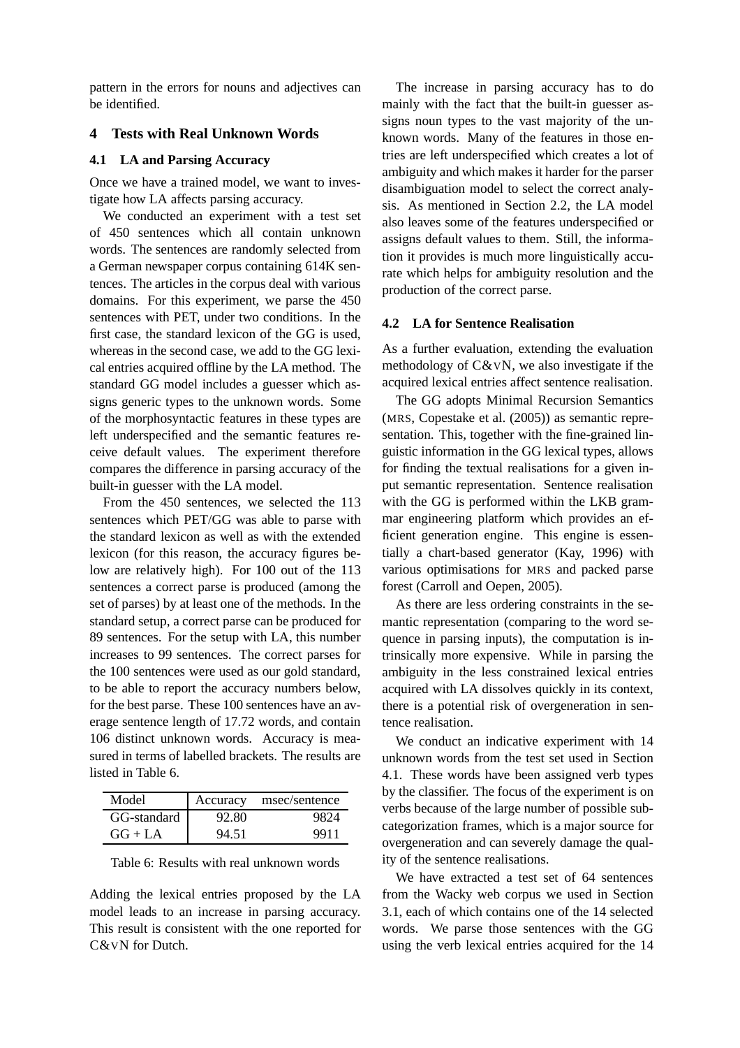pattern in the errors for nouns and adjectives can be identified.

## 4 Tests with Real Unknown Words

### 4.1 LA and Parsing Accuracy

Once we have a trained model, we want to investigate how LA affects parsing accuracy.

We conducted an experiment with a test set of 450 sentences which all contain unknown words. The sentences are randomly selected from a German newspaper corpus containing 614K sentences. The articles in the corpus deal with various domains. For this experiment, we parse the 450 sentences with PET, under two conditions. In the first case, the standard lexicon of the GG is used, whereas in the second case, we add to the GG lexical entries acquired offline by the LA method. The standard GG model includes a guesser which assigns generic types to the unknown words. Some of the morphosyntactic features in these types are left underspecified and the semantic features receive default values. The experiment therefore compares the difference in parsing accuracy of the built-in guesser with the LA model.

From the 450 sentences, we selected the 113 sentences which PET/GG was able to parse with the standard lexicon as well as with the extended lexicon (for this reason, the accuracy figures below are relatively high). For 100 out of the 113 sentences a correct parse is produced (among the set of parses) by at least one of the methods. In the standard setup, a correct parse can be produced for 89 sentences. For the setup with LA, this number increases to 99 sentences. The correct parses for the 100 sentences were used as our gold standard, to be able to report the accuracy numbers below, for the best parse. These 100 sentences have an average sentence length of 17.72 words, and contain 106 distinct unknown words. Accuracy is measured in terms of labelled brackets. The results are listed in Table 6.

| Model | Accuracy | msec/sentence |
|---|---|---|
| GG-standard | 92.80 | 9824 |
| GG + LA | 94.51 | 9911 |

Table 6: Results with real unknown words

Adding the lexical entries proposed by the LA model leads to an increase in parsing accuracy. This result is consistent with the one reported for C&VN for Dutch.

The increase in parsing accuracy has to do mainly with the fact that the built-in guesser assigns noun types to the vast majority of the unknown words. Many of the features in those entries are left underspecified which creates a lot of ambiguity and which makes it harder for the parser disambiguation model to select the correct analysis. As mentioned in Section 2.2, the LA model also leaves some of the features underspecified or assigns default values to them. Still, the information it provides is much more linguistically accurate which helps for ambiguity resolution and the production of the correct parse.

### 4.2 LA for Sentence Realisation

As a further evaluation, extending the evaluation methodology of C&VN, we also investigate if the acquired lexical entries affect sentence realisation.

The GG adopts Minimal Recursion Semantics (MRS, Copestake et al. (2005)) as semantic representation. This, together with the fine-grained linguistic information in the GG lexical types, allows for finding the textual realisations for a given input semantic representation. Sentence realisation with the GG is performed within the LKB grammar engineering platform which provides an efficient generation engine. This engine is essentially a chart-based generator (Kay, 1996) with various optimisations for MRS and packed parse forest (Carroll and Oepen, 2005).

As there are less ordering constraints in the semantic representation (comparing to the word sequence in parsing inputs), the computation is intrinsically more expensive. While in parsing the ambiguity in the less constrained lexical entries acquired with LA dissolves quickly in its context, there is a potential risk of overgeneration in sentence realisation.

We conduct an indicative experiment with 14 unknown words from the test set used in Section 4.1. These words have been assigned verb types by the classifier. The focus of the experiment is on verbs because of the large number of possible subcategorization frames, which is a major source for overgeneration and can severely damage the quality of the sentence realisations.

We have extracted a test set of 64 sentences from the Wacky web corpus we used in Section 3.1, each of which contains one of the 14 selected words. We parse those sentences with the GG using the verb lexical entries acquired for the 14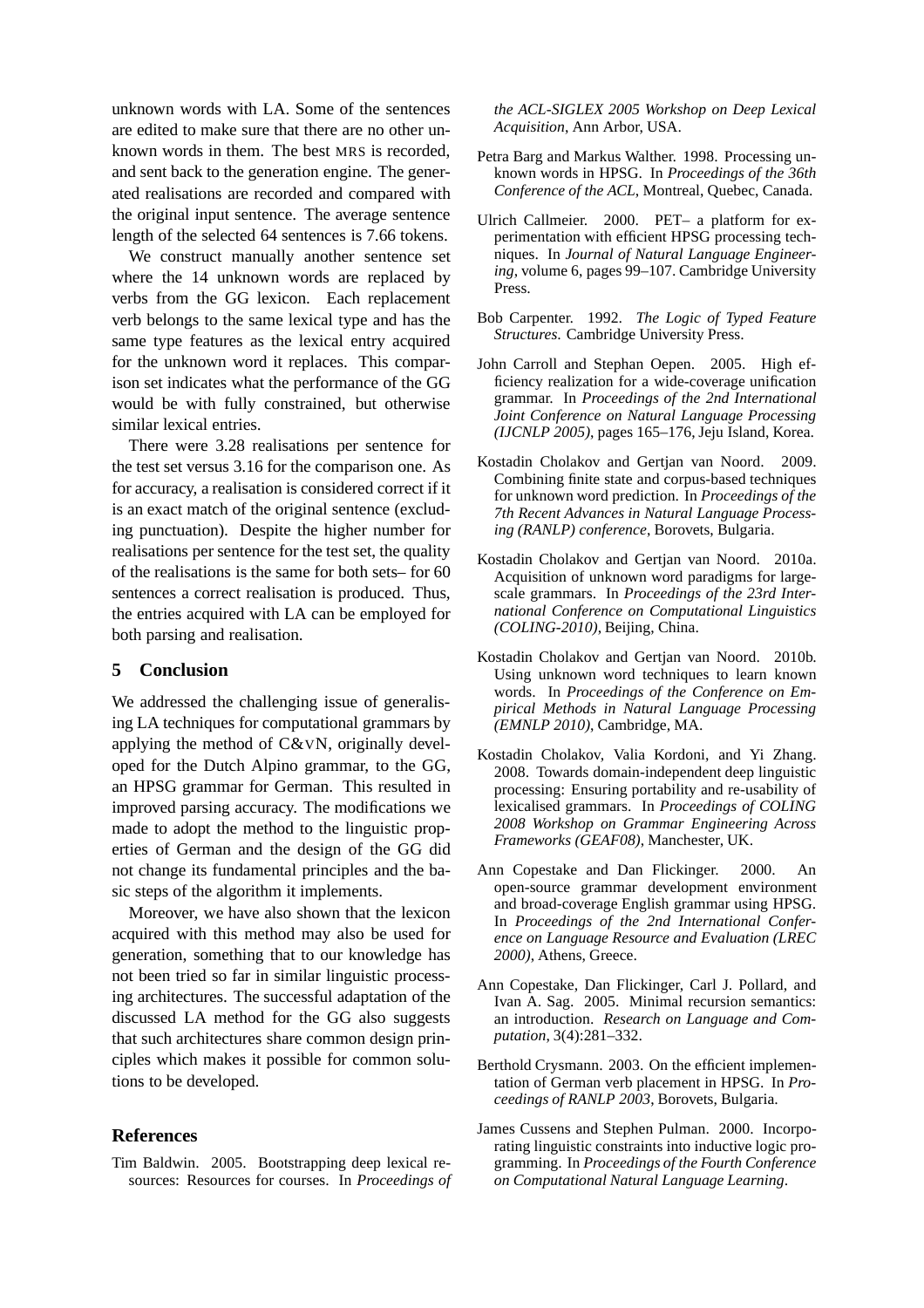unknown words with LA. Some of the sentences are edited to make sure that there are no other unknown words in them. The best MRS is recorded, and sent back to the generation engine. The generated realisations are recorded and compared with the original input sentence. The average sentence length of the selected 64 sentences is 7.66 tokens.

We construct manually another sentence set where the 14 unknown words are replaced by verbs from the GG lexicon. Each replacement verb belongs to the same lexical type and has the same type features as the lexical entry acquired for the unknown word it replaces. This comparison set indicates what the performance of the GG would be with fully constrained, but otherwise similar lexical entries.

There were 3.28 realisations per sentence for the test set versus 3.16 for the comparison one. As for accuracy, a realisation is considered correct if it is an exact match of the original sentence (excluding punctuation). Despite the higher number for realisations per sentence for the test set, the quality of the realisations is the same for both sets– for 60 sentences a correct realisation is produced. Thus, the entries acquired with LA can be employed for both parsing and realisation.

## 5 Conclusion

We addressed the challenging issue of generalising LA techniques for computational grammars by applying the method of C&VN, originally developed for the Dutch Alpino grammar, to the GG, an HPSG grammar for German. This resulted in improved parsing accuracy. The modifications we made to adopt the method to the linguistic properties of German and the design of the GG did not change its fundamental principles and the basic steps of the algorithm it implements.

Moreover, we have also shown that the lexicon acquired with this method may also be used for generation, something that to our knowledge has not been tried so far in similar linguistic processing architectures. The successful adaptation of the discussed LA method for the GG also suggests that such architectures share common design principles which makes it possible for common solutions to be developed.

## References

Tim Baldwin. 2005. Bootstrapping deep lexical resources: Resources for courses. In *Proceedings of the ACL-SIGLEX 2005 Workshop on Deep Lexical Acquisition*, Ann Arbor, USA.

Petra Barg and Markus Walther. 1998. Processing unknown words in HPSG. In *Proceedings of the 36th Conference of the ACL*, Montreal, Quebec, Canada.

Ulrich Callmeier. 2000. PET– a platform for experimentation with efficient HPSG processing techniques. In *Journal of Natural Language Engineering*, volume 6, pages 99–107. Cambridge University Press.

Bob Carpenter. 1992. *The Logic of Typed Feature Structures*. Cambridge University Press.

John Carroll and Stephan Oepen. 2005. High efficiency realization for a wide-coverage unification grammar. In *Proceedings of the 2nd International Joint Conference on Natural Language Processing (IJCNLP 2005)*, pages 165–176, Jeju Island, Korea.

Kostadin Cholakov and Gertjan van Noord. 2009. Combining finite state and corpus-based techniques for unknown word prediction. In *Proceedings of the 7th Recent Advances in Natural Language Processing (RANLP) conference*, Borovets, Bulgaria.

Kostadin Cholakov and Gertjan van Noord. 2010a. Acquisition of unknown word paradigms for large-scale grammars. In *Proceedings of the 23rd International Conference on Computational Linguistics (COLING-2010)*, Beijing, China.

Kostadin Cholakov and Gertjan van Noord. 2010b. Using unknown word techniques to learn known words. In *Proceedings of the Conference on Empirical Methods in Natural Language Processing (EMNLP 2010)*, Cambridge, MA.

Kostadin Cholakov, Valia Kordoni, and Yi Zhang. 2008. Towards domain-independent deep linguistic processing: Ensuring portability and re-usability of lexicalised grammars. In *Proceedings of COLING 2008 Workshop on Grammar Engineering Across Frameworks (GEAF08)*, Manchester, UK.

Ann Copestake and Dan Flickinger. 2000. An open-source grammar development environment and broad-coverage English grammar using HPSG. In *Proceedings of the 2nd International Conference on Language Resource and Evaluation (LREC 2000)*, Athens, Greece.

Ann Copestake, Dan Flickinger, Carl J. Pollard, and Ivan A. Sag. 2005. Minimal recursion semantics: an introduction. *Research on Language and Computation*, 3(4):281–332.

Berthold Crysmann. 2003. On the efficient implementation of German verb placement in HPSG. In *Proceedings of RANLP 2003*, Borovets, Bulgaria.

James Cussens and Stephen Pulman. 2000. Incorporating linguistic constraints into inductive logic programming. In *Proceedings of the Fourth Conference on Computational Natural Language Learning*.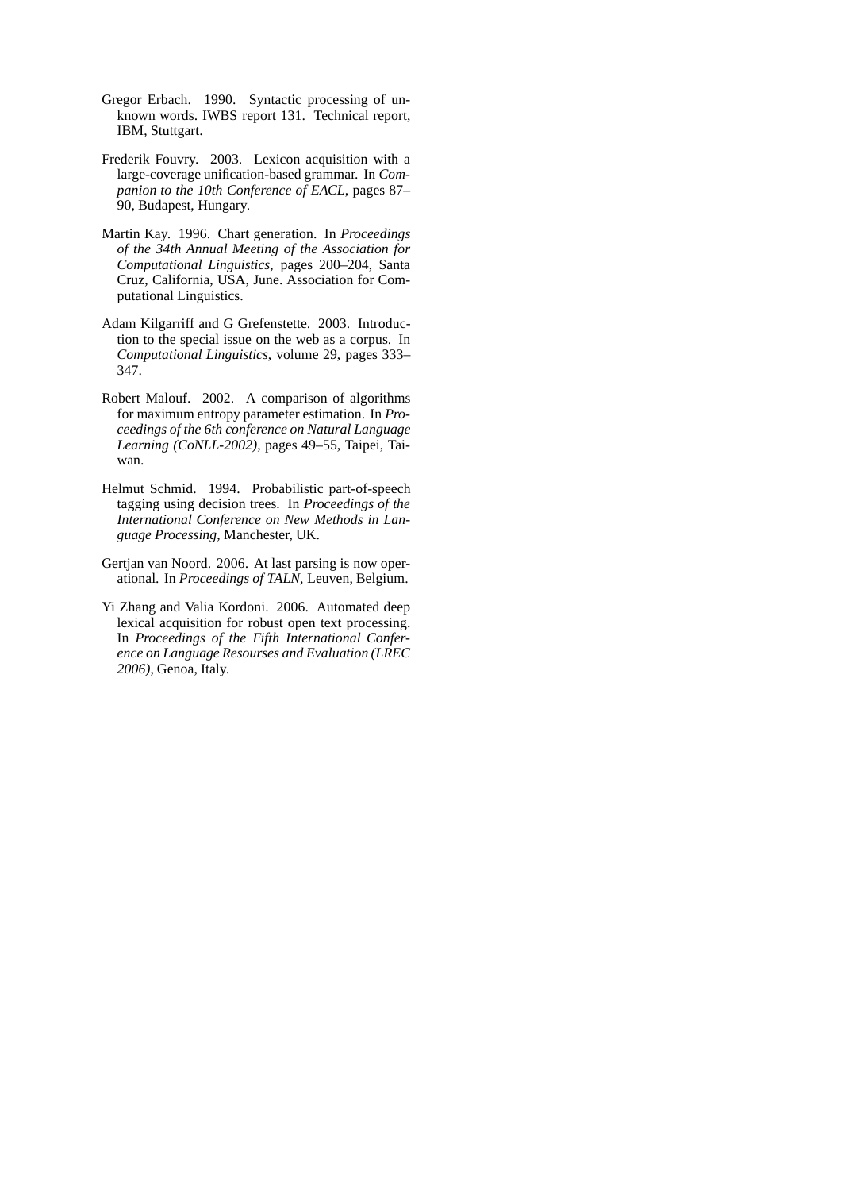Gregor Erbach. 1990. Syntactic processing of unknown words. IWBS report 131. Technical report, IBM, Stuttgart.

Frederik Fouvry. 2003. Lexicon acquisition with a large-coverage unification-based grammar. In *Companion to the 10th Conference of EACL*, pages 87–90, Budapest, Hungary.

Martin Kay. 1996. Chart generation. In *Proceedings of the 34th Annual Meeting of the Association for Computational Linguistics*, pages 200–204, Santa Cruz, California, USA, June. Association for Computational Linguistics.

Adam Kilgarriff and G Grefenstette. 2003. Introduction to the special issue on the web as a corpus. In *Computational Linguistics*, volume 29, pages 333–347.

Robert Malouf. 2002. A comparison of algorithms for maximum entropy parameter estimation. In *Proceedings of the 6th conference on Natural Language Learning (CoNLL-2002)*, pages 49–55, Taipei, Taiwan.

Helmut Schmid. 1994. Probabilistic part-of-speech tagging using decision trees. In *Proceedings of the International Conference on New Methods in Language Processing*, Manchester, UK.

Gertjan van Noord. 2006. At last parsing is now operational. In *Proceedings of TALN*, Leuven, Belgium.

Yi Zhang and Valia Kordoni. 2006. Automated deep lexical acquisition for robust open text processing. In *Proceedings of the Fifth International Conference on Language Resourses and Evaluation (LREC 2006)*, Genoa, Italy.